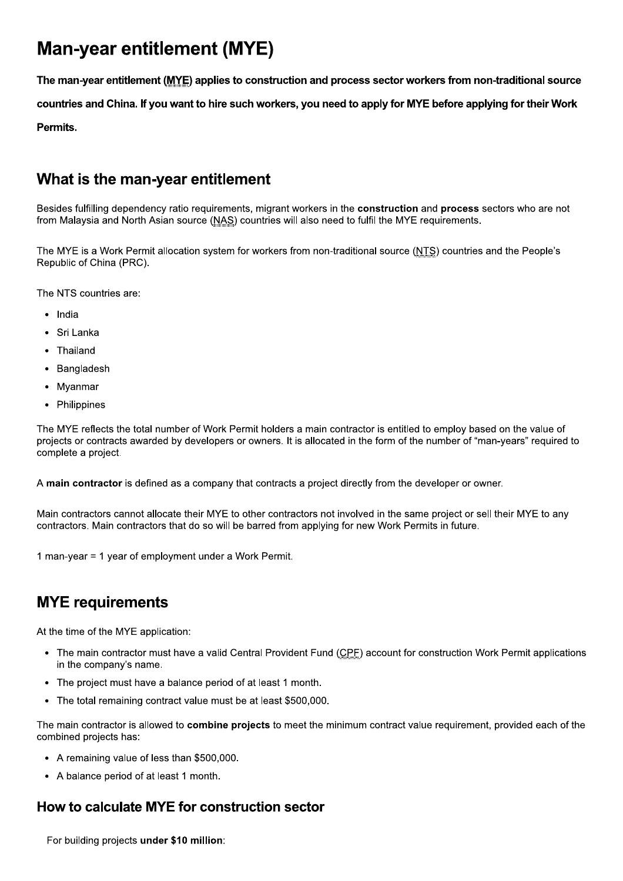# Man-year entitlement (MYE)

**The man-year entitlement (MYE) applies to construction and process sector workers from non-traditional source countries and China. If you want to hire such workers, you need to apply for MYE before applying for their Work Permits.**

## What is the man-year entitlement

Besides fulfilling dependency ratio requirements, migrant workers in the **construction** and **process** sectors who are not from Malaysia and North Asian source (NAS) countries will also need to fulfil the MYE requirements.

The MYE is a Work Permit allocation system for workers from non-traditional source (NTS) countries and the People's Republic of China (PRC).

The NTS countries are:

- India
- Sri Lanka
- Thailand
- Bangladesh
- Myanmar
- Philippines

The MYE reflects the total number of Work Permit holders a main contractor is entitled to employ based on the value of projects or contracts awarded by developers or owners. It is allocated in the form of the number of "man-years" required to complete a project.

A **main contractor** is defined as a company that contracts a project directly from the developer or owner.

Main contractors cannot allocate their MYE to other contractors not involved in the same project or sell their MYE to any contractors. Main contractors that do so will be barred from applying for new Work Permits in future.

1 man-year = 1 year of employment under a Work Permit.

## MYE requirements

At the time of the MYE application:

- The main contractor must have a valid Central Provident Fund (CPF) account for construction Work Permit applications in the company's name.
- The project must have a balance period of at least 1 month.
- The total remaining contract value must be at least $500,000.

The main contractor is allowed to **combine projects** to meet the minimum contract value requirement, provided each of the combined projects has:

- A remaining value of less than $500,000.
- A balance period of at least 1 month.

### How to calculate MYE for construction sector

For building projects **under $10 million**: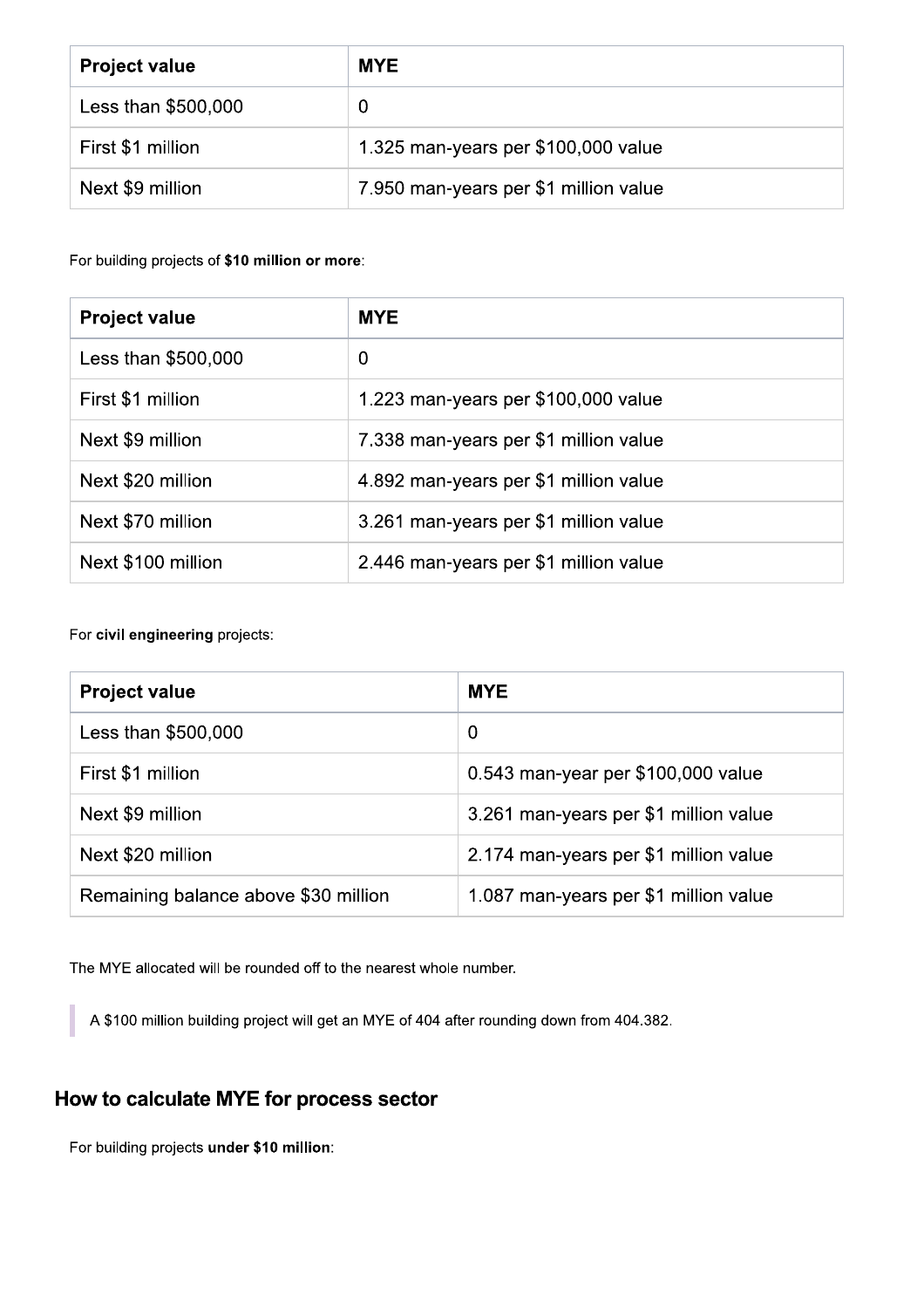| Project value | MYE |
|---|---|
| Less than $500,000 | 0 |
| First $1 million | 1.325 man-years per $100,000 value |
| Next $9 million | 7.950 man-years per $1 million value |

For building projects of **$10 million or more**:

| Project value | MYE |
|---|---|
| Less than $500,000 | 0 |
| First $1 million | 1.223 man-years per $100,000 value |
| Next $9 million | 7.338 man-years per $1 million value |
| Next $20 million | 4.892 man-years per $1 million value |
| Next $70 million | 3.261 man-years per $1 million value |
| Next $100 million | 2.446 man-years per $1 million value |

For **civil engineering** projects:

| Project value | MYE |
|---|---|
| Less than $500,000 | 0 |
| First $1 million | 0.543 man-year per $100,000 value |
| Next $9 million | 3.261 man-years per $1 million value |
| Next $20 million | 2.174 man-years per $1 million value |
| Remaining balance above $30 million | 1.087 man-years per $1 million value |

The MYE allocated will be rounded off to the nearest whole number.

> A $100 million building project will get an MYE of 404 after rounding down from 404.382.

## How to calculate MYE for process sector

For building projects **under $10 million**: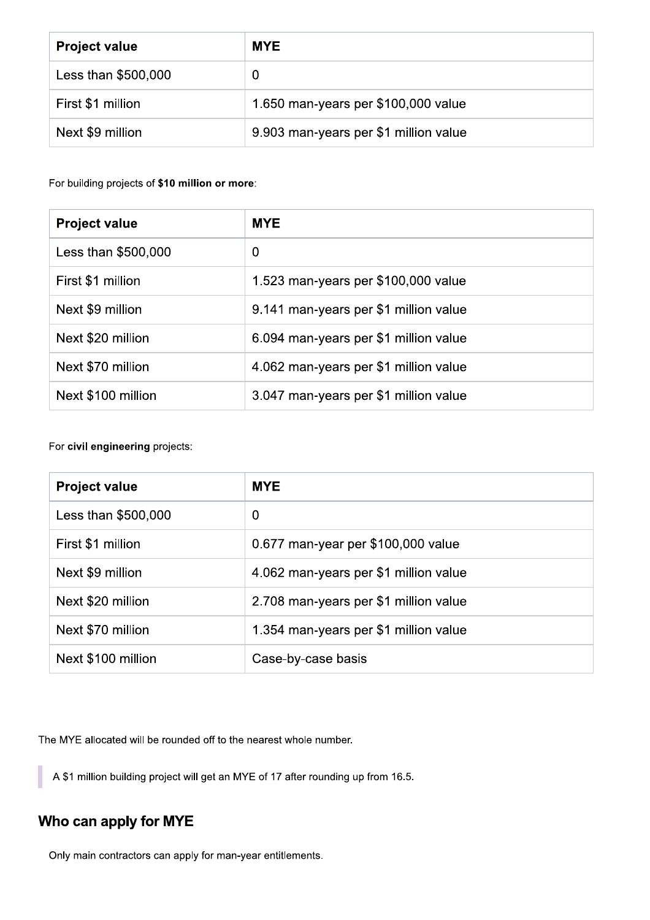| Project value | MYE |
| --- | --- |
| Less than $500,000 | 0 |
| First $1 million | 1.650 man-years per $100,000 value |
| Next $9 million | 9.903 man-years per $1 million value |

For building projects of **$10 million or more**:

| Project value | MYE |
| --- | --- |
| Less than $500,000 | 0 |
| First $1 million | 1.523 man-years per $100,000 value |
| Next $9 million | 9.141 man-years per $1 million value |
| Next $20 million | 6.094 man-years per $1 million value |
| Next $70 million | 4.062 man-years per $1 million value |
| Next $100 million | 3.047 man-years per $1 million value |

For **civil engineering** projects:

| Project value | MYE |
| --- | --- |
| Less than $500,000 | 0 |
| First $1 million | 0.677 man-year per $100,000 value |
| Next $9 million | 4.062 man-years per $1 million value |
| Next $20 million | 2.708 man-years per $1 million value |
| Next $70 million | 1.354 man-years per $1 million value |
| Next $100 million | Case-by-case basis |

The MYE allocated will be rounded off to the nearest whole number.

> A $1 million building project will get an MYE of 17 after rounding up from 16.5.

## Who can apply for MYE

Only main contractors can apply for man-year entitlements.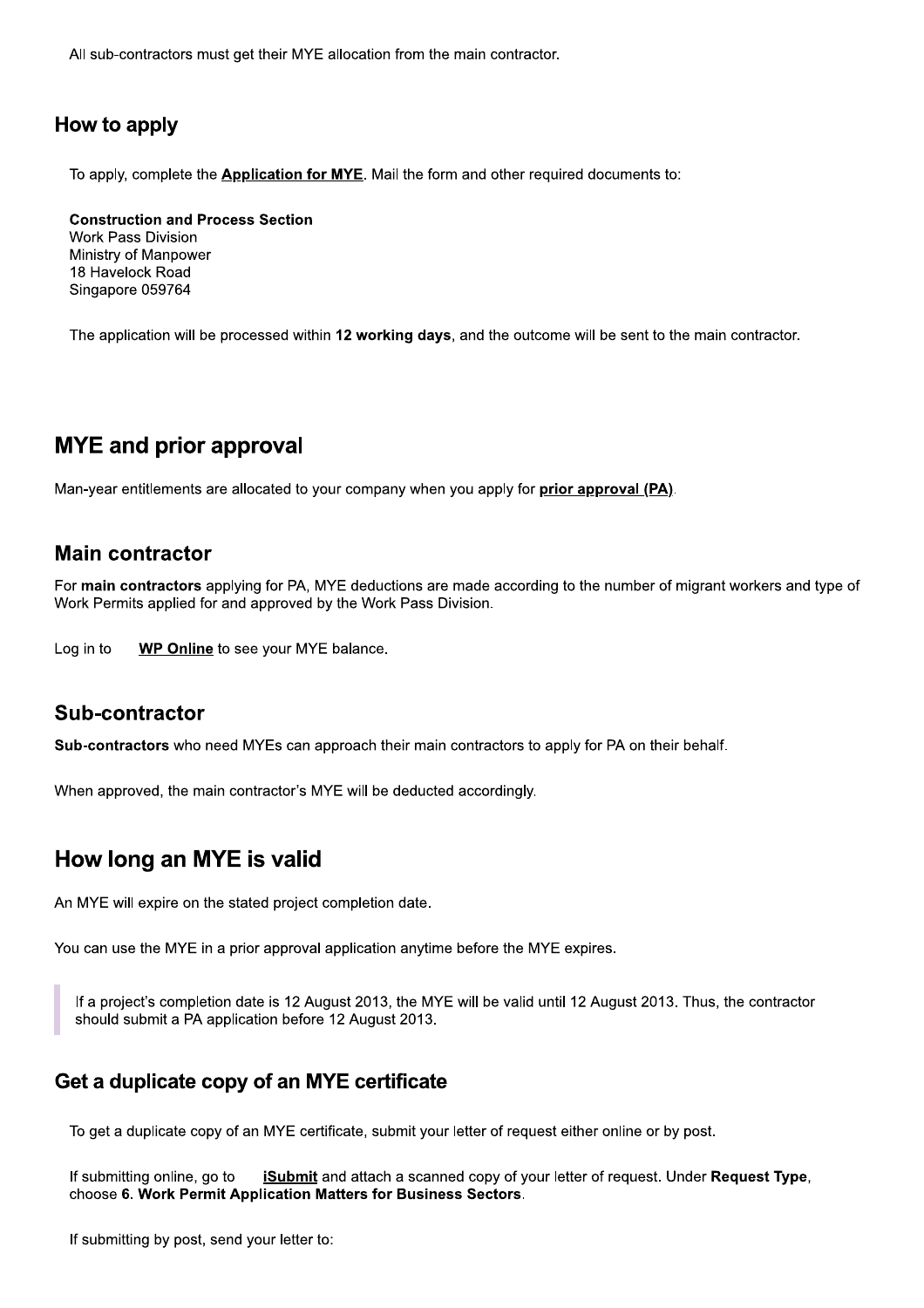All sub-contractors must get their MYE allocation from the main contractor.

### How to apply

To apply, complete the **Application for MYE**. Mail the form and other required documents to:

**Construction and Process Section**
Work Pass Division
Ministry of Manpower
18 Havelock Road
Singapore 059764

The application will be processed within **12 working days**, and the outcome will be sent to the main contractor.

## MYE and prior approval

Man-year entitlements are allocated to your company when you apply for **prior approval (PA)**.

### Main contractor

For **main contractors** applying for PA, MYE deductions are made according to the number of migrant workers and type of Work Permits applied for and approved by the Work Pass Division.

Log in to **WP Online** to see your MYE balance.

### Sub-contractor

**Sub-contractors** who need MYEs can approach their main contractors to apply for PA on their behalf.

When approved, the main contractor's MYE will be deducted accordingly.

## How long an MYE is valid

An MYE will expire on the stated project completion date.

You can use the MYE in a prior approval application anytime before the MYE expires.

> If a project's completion date is 12 August 2013, the MYE will be valid until 12 August 2013. Thus, the contractor should submit a PA application before 12 August 2013.

### Get a duplicate copy of an MYE certificate

To get a duplicate copy of an MYE certificate, submit your letter of request either online or by post.

If submitting online, go to **iSubmit** and attach a scanned copy of your letter of request. Under **Request Type**, choose **6. Work Permit Application Matters for Business Sectors**.

If submitting by post, send your letter to: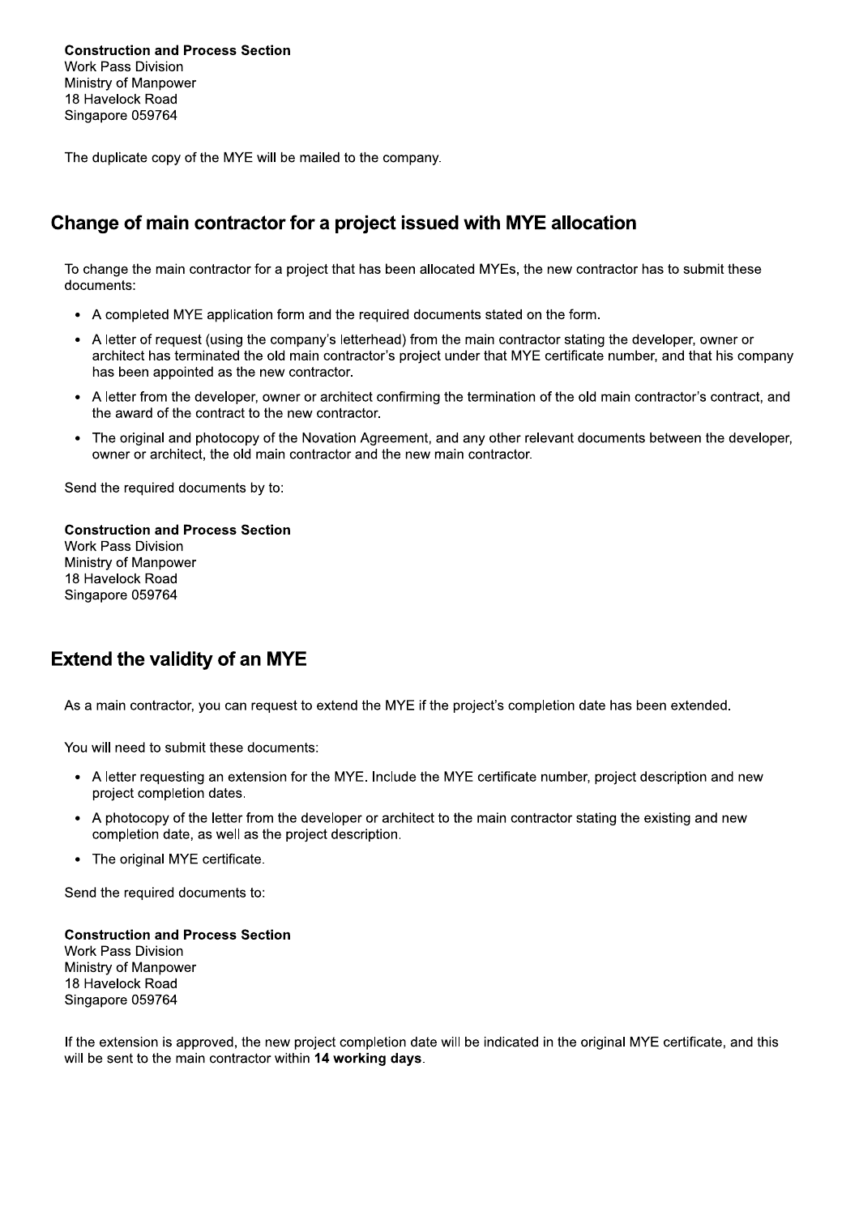**Construction and Process Section**
Work Pass Division
Ministry of Manpower
18 Havelock Road
Singapore 059764

The duplicate copy of the MYE will be mailed to the company.

## Change of main contractor for a project issued with MYE allocation

To change the main contractor for a project that has been allocated MYEs, the new contractor has to submit these documents:

- A completed MYE application form and the required documents stated on the form.
- A letter of request (using the company's letterhead) from the main contractor stating the developer, owner or architect has terminated the old main contractor's project under that MYE certificate number, and that his company has been appointed as the new contractor.
- A letter from the developer, owner or architect confirming the termination of the old main contractor's contract, and the award of the contract to the new contractor.
- The original and photocopy of the Novation Agreement, and any other relevant documents between the developer, owner or architect, the old main contractor and the new main contractor.

Send the required documents by to:

**Construction and Process Section**
Work Pass Division
Ministry of Manpower
18 Havelock Road
Singapore 059764

## Extend the validity of an MYE

As a main contractor, you can request to extend the MYE if the project's completion date has been extended.

You will need to submit these documents:

- A letter requesting an extension for the MYE. Include the MYE certificate number, project description and new project completion dates.
- A photocopy of the letter from the developer or architect to the main contractor stating the existing and new completion date, as well as the project description.
- The original MYE certificate.

Send the required documents to:

**Construction and Process Section**
Work Pass Division
Ministry of Manpower
18 Havelock Road
Singapore 059764

If the extension is approved, the new project completion date will be indicated in the original MYE certificate, and this will be sent to the main contractor within **14 working days**.